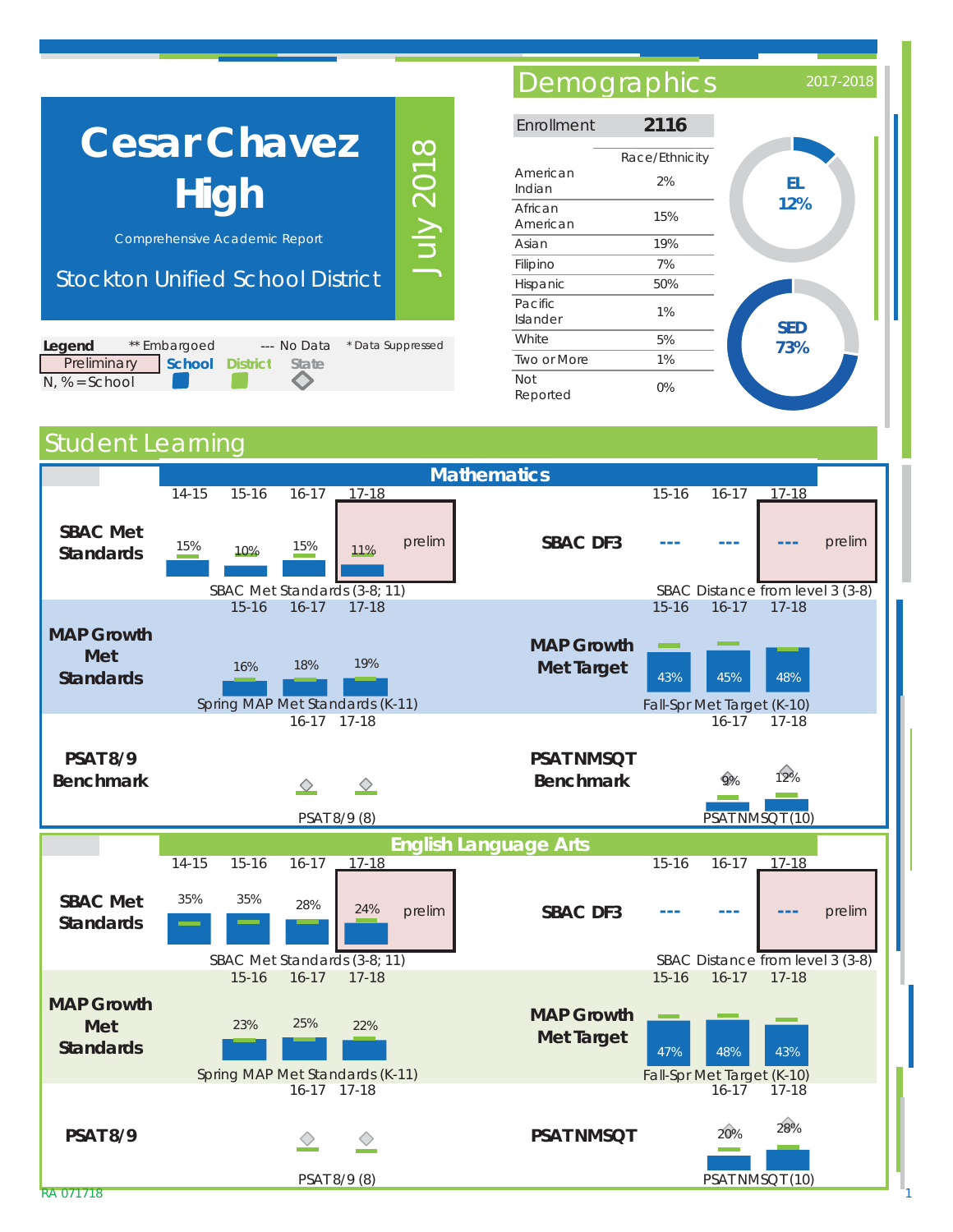# Cesar Chavez High

Comprehensive Academic Report

Stockton Unified School District

July 2018

**Legend**: ** Embargoed | --- No Data | * Data Suppressed

Preliminary | School | District | State

N, % = School

## Demographics

2017-2018

| Enrollment | 2116 |
|---|---|
| | **Race/Ethnicity** |
| American Indian | 2% |
| African American | 15% |
| Asian | 19% |
| Filipino | 7% |
| Hispanic | 50% |
| Pacific Islander | 1% |
| White | 5% |
| Two or More | 1% |
| Not Reported | 0% |

EL 12%

SED 73%

## Student Learning

### Mathematics

**SBAC Met Standards** — SBAC Met Standards (3-8; 11)

| 14-15 | 15-16 | 16-17 | 17-18 |
|---|---|---|---|
| 15% | 10% | 15% | 11% (prelim) |

**SBAC DF3** — SBAC Distance from level 3 (3-8)

| 15-16 | 16-17 | 17-18 |
|---|---|---|
| --- | --- | --- (prelim) |

**MAP Growth Met Standards** — Spring MAP Met Standards (K-11)

| 15-16 | 16-17 | 17-18 |
|---|---|---|
| 16% | 18% | 19% |

**MAP Growth Met Target** — Fall-Spr Met Target (K-10)

| 15-16 | 16-17 | 17-18 |
|---|---|---|
| 43% | 45% | 48% |

**PSAT8/9 Benchmark** — PSAT8/9 (8)

| 16-17 | 17-18 |
|---|---|
| | |

**PSATNMSQT Benchmark** — PSATNMSQT (10)

| 16-17 | 17-18 |
|---|---|
| 9% | 12% |

### English Language Arts

**SBAC Met Standards** — SBAC Met Standards (3-8; 11)

| 14-15 | 15-16 | 16-17 | 17-18 |
|---|---|---|---|
| 35% | 35% | 28% | 24% (prelim) |

**SBAC DF3** — SBAC Distance from level 3 (3-8)

| 15-16 | 16-17 | 17-18 |
|---|---|---|
| --- | --- | --- (prelim) |

**MAP Growth Met Standards** — Spring MAP Met Standards (K-11)

| 15-16 | 16-17 | 17-18 |
|---|---|---|
| 23% | 25% | 22% |

**MAP Growth Met Target** — Fall-Spr Met Target (K-10)

| 15-16 | 16-17 | 17-18 |
|---|---|---|
| 47% | 48% | 43% |

**PSAT8/9** — PSAT8/9 (8)

| 16-17 | 17-18 |
|---|---|
| | |

**PSATNMSQT** — PSATNMSQT (10)

| 16-17 | 17-18 |
|---|---|
| 20% | 28% |

RA 071718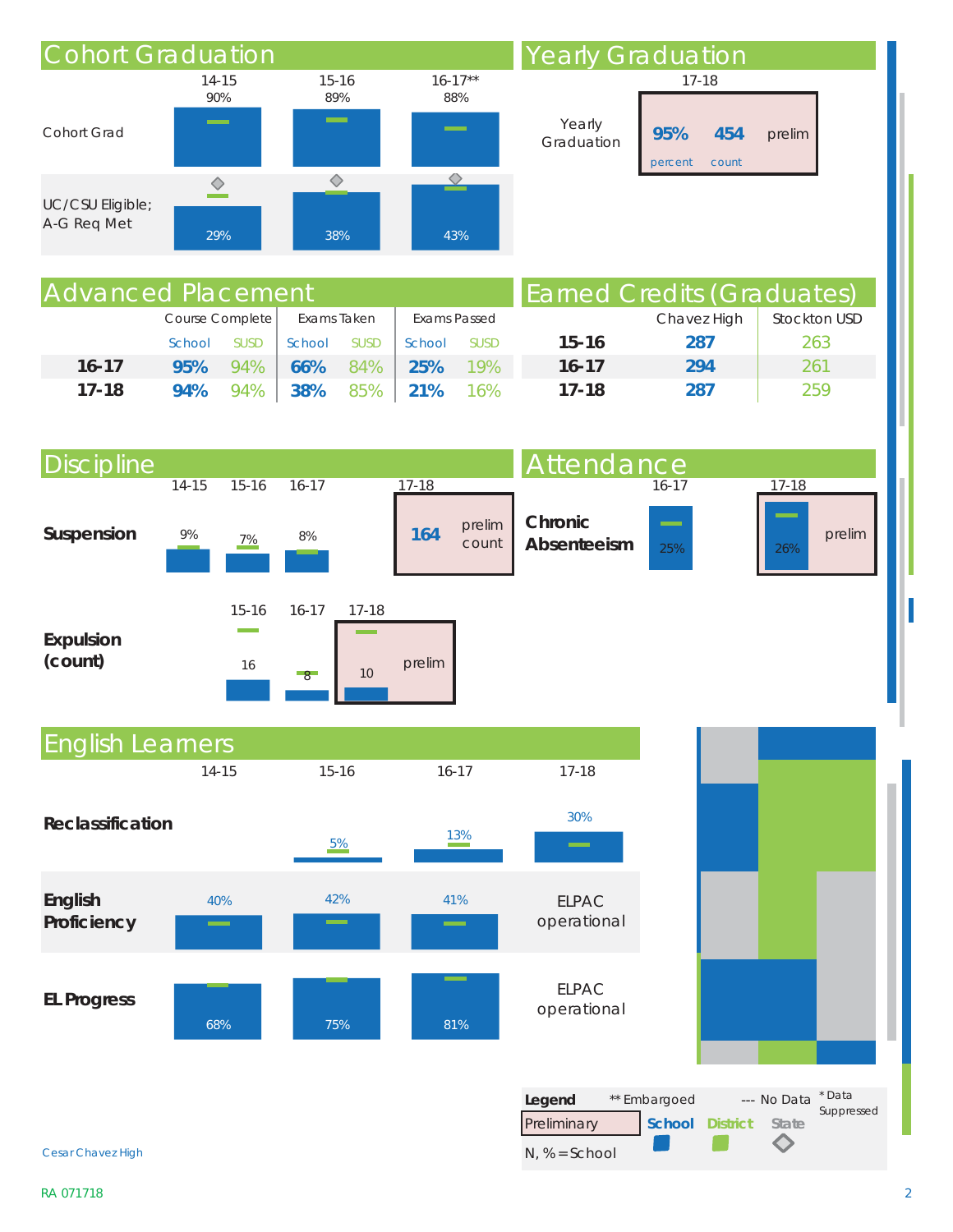## Cohort Graduation

14-15
90%

15-16
89%

16-17**
88%

Cohort Grad

UC/CSU Eligible; A-G Req Met

29%
38%
43%

## Yearly Graduation

17-18

Yearly Graduation

95% percent

454 count

prelim

## Advanced Placement

| | Course Complete | | Exams Taken | | Exams Passed | |
|---|---|---|---|---|---|---|
| | School | SUSD | School | SUSD | School | SUSD |
| 16-17 | **95%** | 94% | **66%** | 84% | **25%** | 19% |
| 17-18 | **94%** | 94% | **38%** | 85% | **21%** | 16% |

## Earned Credits (Graduates)

| | Chavez High | Stockton USD |
|---|---|---|
| 15-16 | **287** | 263 |
| 16-17 | **294** | 261 |
| 17-18 | **287** | 259 |

## Discipline

**Suspension**

14-15
9%

15-16
7%

16-17
8%

17-18
164
prelim count

**Expulsion (count)**

15-16
16

16-17
8

17-18
10
prelim

## Attendance

**Chronic Absenteeism**

16-17
25%

17-18
26%
prelim

## English Learners

14-15
15-16
16-17
17-18

**Reclassification**

5%
13%
30%

**English Proficiency**

40%
42%
41%
ELPAC operational

**EL Progress**

68%
75%
81%
ELPAC operational

**Legend**

** Embargoed

--- No Data

* Data Suppressed

Preliminary

School

District

State

N, % = School

Cesar Chavez High

RA 071718